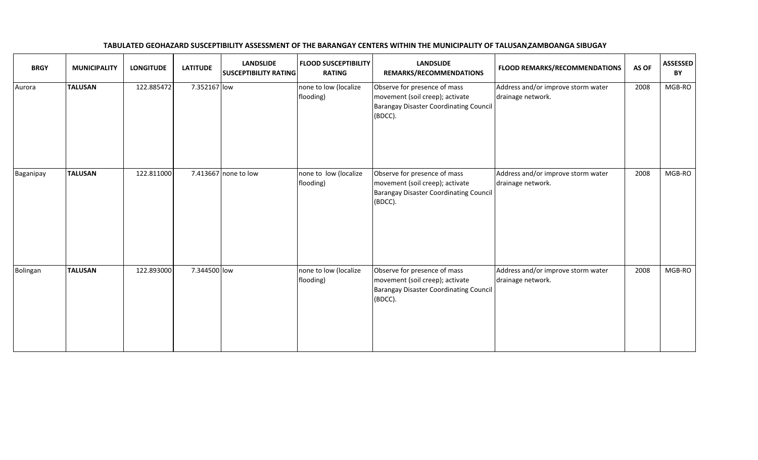**TABULATED GEOHAZARD SUSCEPTIBILITY ASSESSMENT OF THE BARANGAY CENTERS WITHIN THE MUNICIPALITY OF TALUSAN,ZAMBOANGA SIBUGAY**

| BRGY | MUNICIPALITY | LONGITUDE | LATITUDE | LANDSLIDE SUSCEPTIBILITY RATING | FLOOD SUSCEPTIBILITY RATING | LANDSLIDE REMARKS/RECOMMENDATIONS | FLOOD REMARKS/RECOMMENDATIONS | AS OF | ASSESSED BY |
|---|---|---|---|---|---|---|---|---|---|
| Aurora | **TALUSAN** | 122.885472 | 7.352167 | low | none to low (localize flooding) | Observe for presence of mass movement (soil creep); activate Barangay Disaster Coordinating Council (BDCC). | Address and/or improve storm water drainage network. | 2008 | MGB-RO |
| Baganipay | **TALUSAN** | 122.811000 | 7.413667 | none to low | none to low (localize flooding) | Observe for presence of mass movement (soil creep); activate Barangay Disaster Coordinating Council (BDCC). | Address and/or improve storm water drainage network. | 2008 | MGB-RO |
| Bolingan | **TALUSAN** | 122.893000 | 7.344500 | low | none to low (localize flooding) | Observe for presence of mass movement (soil creep); activate Barangay Disaster Coordinating Council (BDCC). | Address and/or improve storm water drainage network. | 2008 | MGB-RO |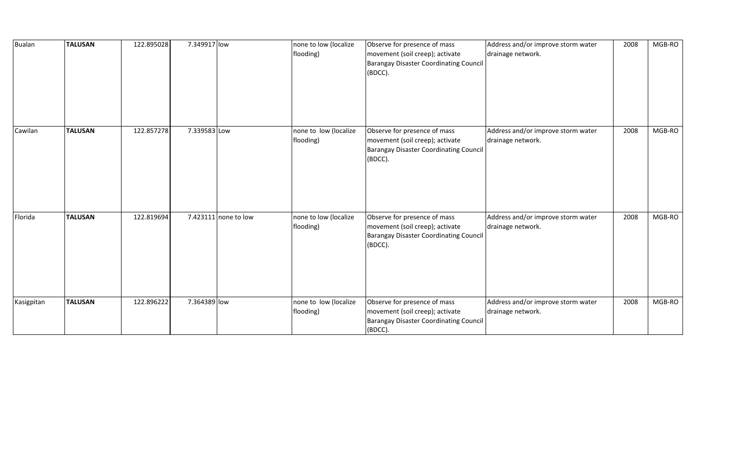| Bualan | **TALUSAN** | 122.895028 | 7.349917 | low | none to low (localize flooding) | Observe for presence of mass movement (soil creep); activate Barangay Disaster Coordinating Council (BDCC). | Address and/or improve storm water drainage network. | 2008 | MGB-RO |
|---|---|---|---|---|---|---|---|---|---|
| Cawilan | **TALUSAN** | 122.857278 | 7.339583 | Low | none to low (localize flooding) | Observe for presence of mass movement (soil creep); activate Barangay Disaster Coordinating Council (BDCC). | Address and/or improve storm water drainage network. | 2008 | MGB-RO |
| Florida | **TALUSAN** | 122.819694 | 7.423111 | none to low | none to low (localize flooding) | Observe for presence of mass movement (soil creep); activate Barangay Disaster Coordinating Council (BDCC). | Address and/or improve storm water drainage network. | 2008 | MGB-RO |
| Kasigpitan | **TALUSAN** | 122.896222 | 7.364389 | low | none to low (localize flooding) | Observe for presence of mass movement (soil creep); activate Barangay Disaster Coordinating Council (BDCC). | Address and/or improve storm water drainage network. | 2008 | MGB-RO |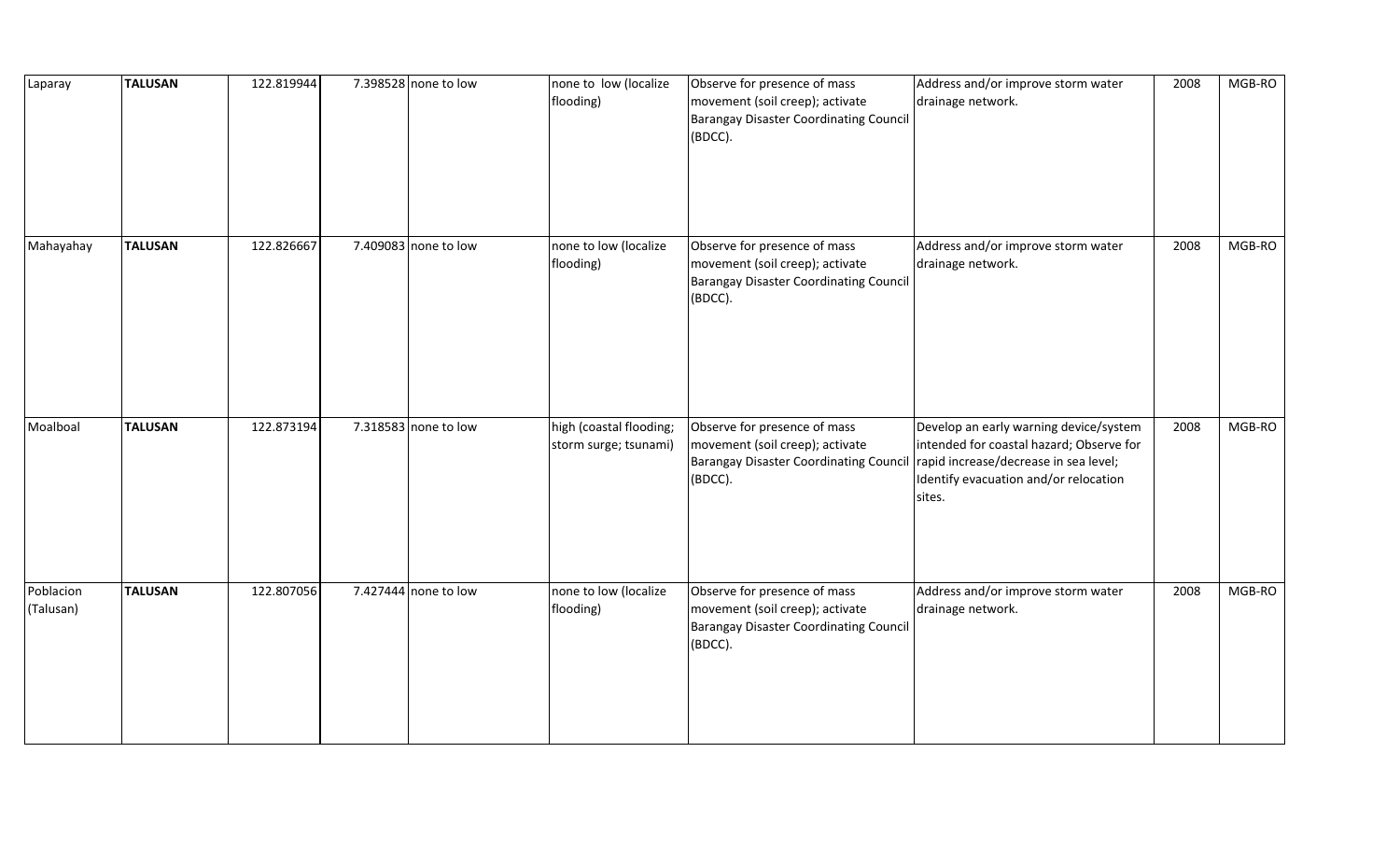| | | | | | | | | | |
|---|---|---|---|---|---|---|---|---|---|
| Laparay | **TALUSAN** | 122.819944 | 7.398528 | none to low | none to  low (localize flooding) | Observe for presence of mass movement (soil creep); activate Barangay Disaster Coordinating Council (BDCC). | Address and/or improve storm water drainage network. | 2008 | MGB-RO |
| Mahayahay | **TALUSAN** | 122.826667 | 7.409083 | none to low | none to low (localize flooding) | Observe for presence of mass movement (soil creep); activate Barangay Disaster Coordinating Council (BDCC). | Address and/or improve storm water drainage network. | 2008 | MGB-RO |
| Moalboal | **TALUSAN** | 122.873194 | 7.318583 | none to low | high (coastal flooding; storm surge; tsunami) | Observe for presence of mass movement (soil creep); activate Barangay Disaster Coordinating Council (BDCC). | Develop an early warning device/system intended for coastal hazard; Observe for rapid increase/decrease in sea level; Identify evacuation and/or relocation sites. | 2008 | MGB-RO |
| Poblacion (Talusan) | **TALUSAN** | 122.807056 | 7.427444 | none to low | none to low (localize flooding) | Observe for presence of mass movement (soil creep); activate Barangay Disaster Coordinating Council (BDCC). | Address and/or improve storm water drainage network. | 2008 | MGB-RO |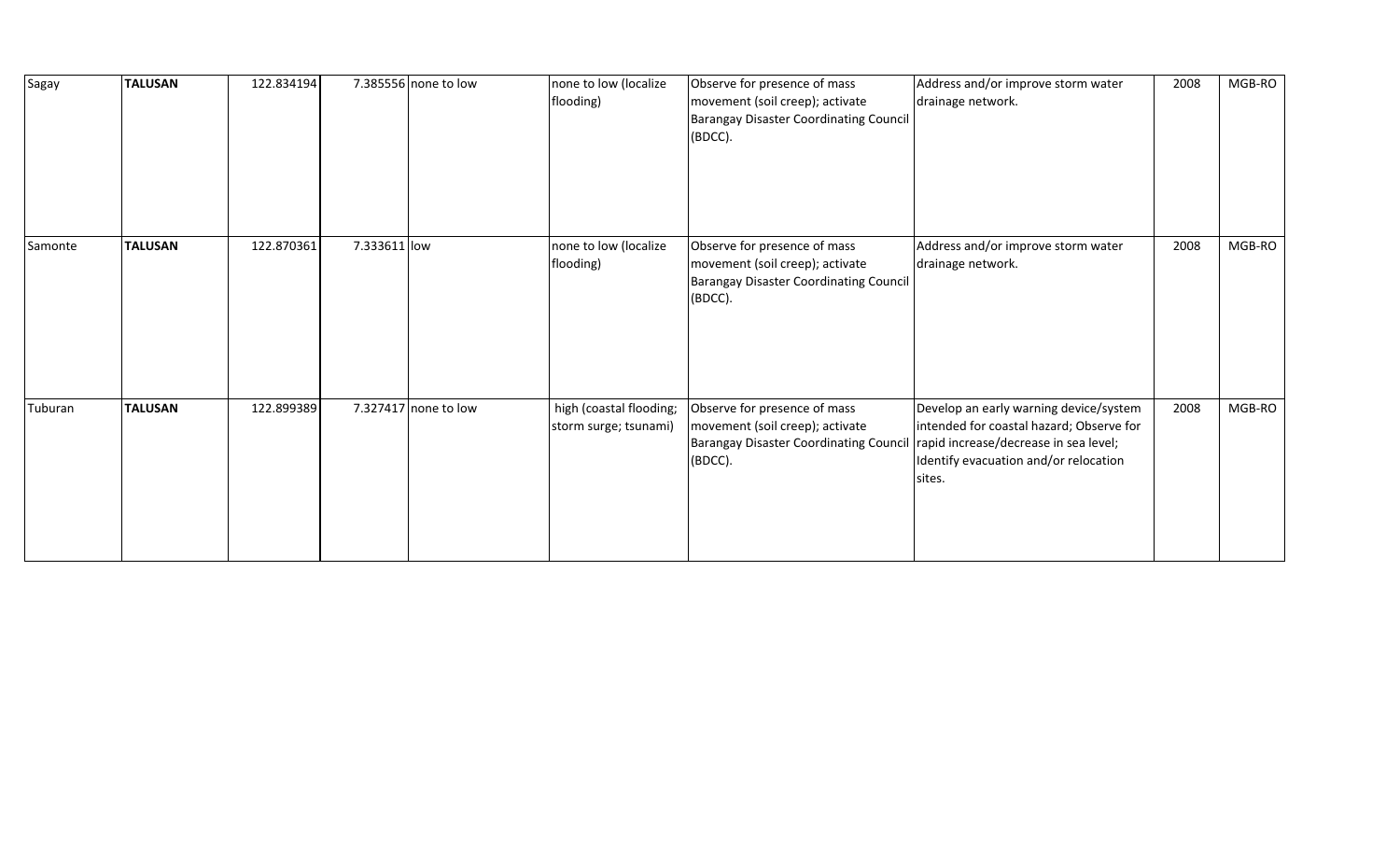| | | | | | | | | | |
|---|---|---|---|---|---|---|---|---|---|
| Sagay | **TALUSAN** | 122.834194 | 7.385556 | none to low | none to low (localize flooding) | Observe for presence of mass movement (soil creep); activate Barangay Disaster Coordinating Council (BDCC). | Address and/or improve storm water drainage network. | 2008 | MGB-RO |
| Samonte | **TALUSAN** | 122.870361 | 7.333611 | low | none to low (localize flooding) | Observe for presence of mass movement (soil creep); activate Barangay Disaster Coordinating Council (BDCC). | Address and/or improve storm water drainage network. | 2008 | MGB-RO |
| Tuburan | **TALUSAN** | 122.899389 | 7.327417 | none to low | high (coastal flooding; storm surge; tsunami) | Observe for presence of mass movement (soil creep); activate Barangay Disaster Coordinating Council (BDCC). | Develop an early warning device/system intended for coastal hazard; Observe for rapid increase/decrease in sea level; Identify evacuation and/or relocation sites. | 2008 | MGB-RO |